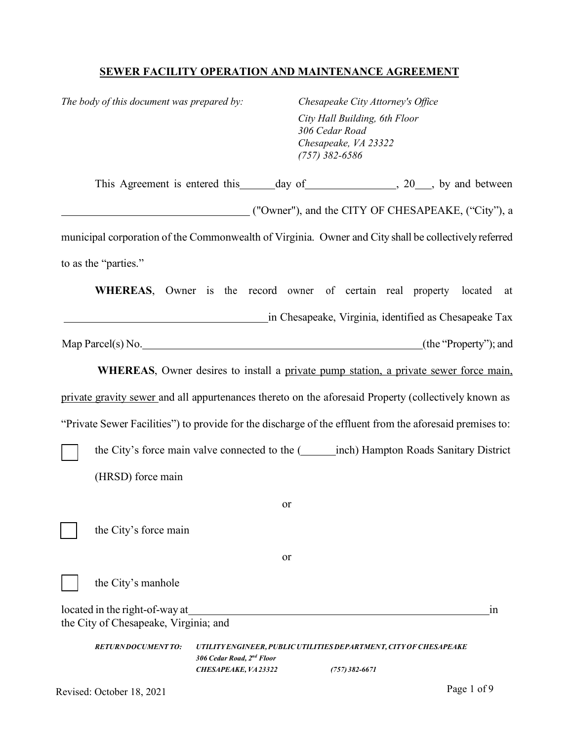# SEWER FACILITY OPERATION AND MAINTENANCE AGREEMENT

*The body of this document was prepared by:*

*Chesapeake City Attorney's Office*
*City Hall Building, 6th Floor*
*306 Cedar Road*
*Chesapeake, VA 23322*
*(757) 382-6586*

This Agreement is entered this ______ day of ________________, 20___, by and between __________________________________ ("Owner"), and the CITY OF CHESAPEAKE, ("City"), a municipal corporation of the Commonwealth of Virginia. Owner and City shall be collectively referred to as the "parties."

**WHEREAS**, Owner is the record owner of certain real property located at ______________________________________ in Chesapeake, Virginia, identified as Chesapeake Tax Map Parcel(s) No. ______________________________________________________ (the "Property"); and

**WHEREAS**, Owner desires to install a private pump station, a private sewer force main, private gravity sewer and all appurtenances thereto on the aforesaid Property (collectively known as "Private Sewer Facilities") to provide for the discharge of the effluent from the aforesaid premises to:

☐ the City's force main valve connected to the (______inch) Hampton Roads Sanitary District (HRSD) force main

or

☐ the City's force main

or

☐ the City's manhole

located in the right-of-way at __________________________________________________________ in the City of Chesapeake, Virginia; and

***RETURN DOCUMENT TO:*** ***UTILITY ENGINEER, PUBLIC UTILITIES DEPARTMENT, CITY OF CHESAPEAKE***
***306 Cedar Road, 2nd Floor***
***CHESAPEAKE, VA 23322 (757) 382-6671***

Revised: October 18, 2021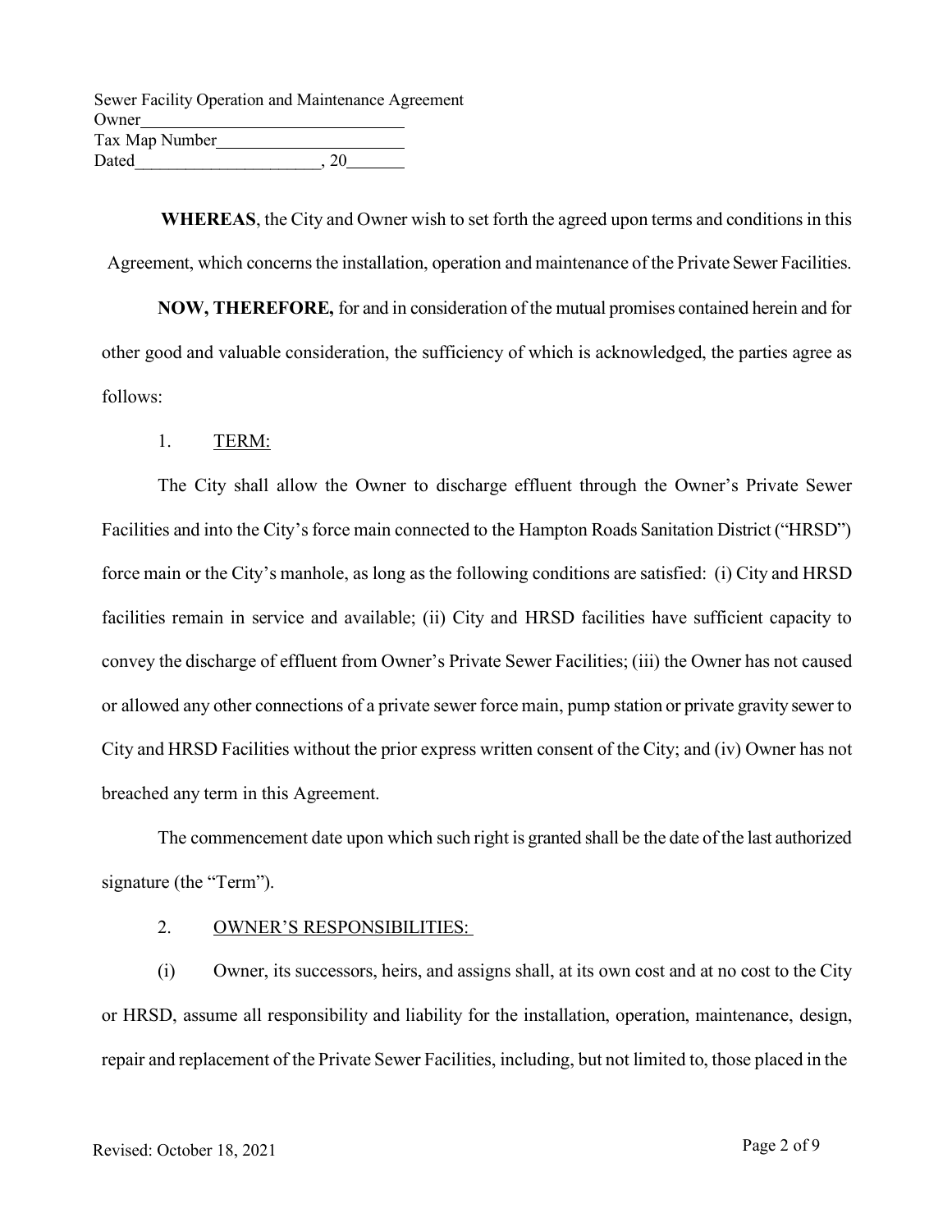Sewer Facility Operation and Maintenance Agreement
Owner________________________________
Tax Map Number______________________
Dated_____________________, 20_______

**WHEREAS**, the City and Owner wish to set forth the agreed upon terms and conditions in this Agreement, which concerns the installation, operation and maintenance of the Private Sewer Facilities.

**NOW, THEREFORE,** for and in consideration of the mutual promises contained herein and for other good and valuable consideration, the sufficiency of which is acknowledged, the parties agree as follows:

1. TERM:

The City shall allow the Owner to discharge effluent through the Owner's Private Sewer Facilities and into the City's force main connected to the Hampton Roads Sanitation District ("HRSD") force main or the City's manhole, as long as the following conditions are satisfied: (i) City and HRSD facilities remain in service and available; (ii) City and HRSD facilities have sufficient capacity to convey the discharge of effluent from Owner's Private Sewer Facilities; (iii) the Owner has not caused or allowed any other connections of a private sewer force main, pump station or private gravity sewer to City and HRSD Facilities without the prior express written consent of the City; and (iv) Owner has not breached any term in this Agreement.

The commencement date upon which such right is granted shall be the date of the last authorized signature (the "Term").

2. OWNER'S RESPONSIBILITIES:

(i) Owner, its successors, heirs, and assigns shall, at its own cost and at no cost to the City or HRSD, assume all responsibility and liability for the installation, operation, maintenance, design, repair and replacement of the Private Sewer Facilities, including, but not limited to, those placed in the

Revised: October 18, 2021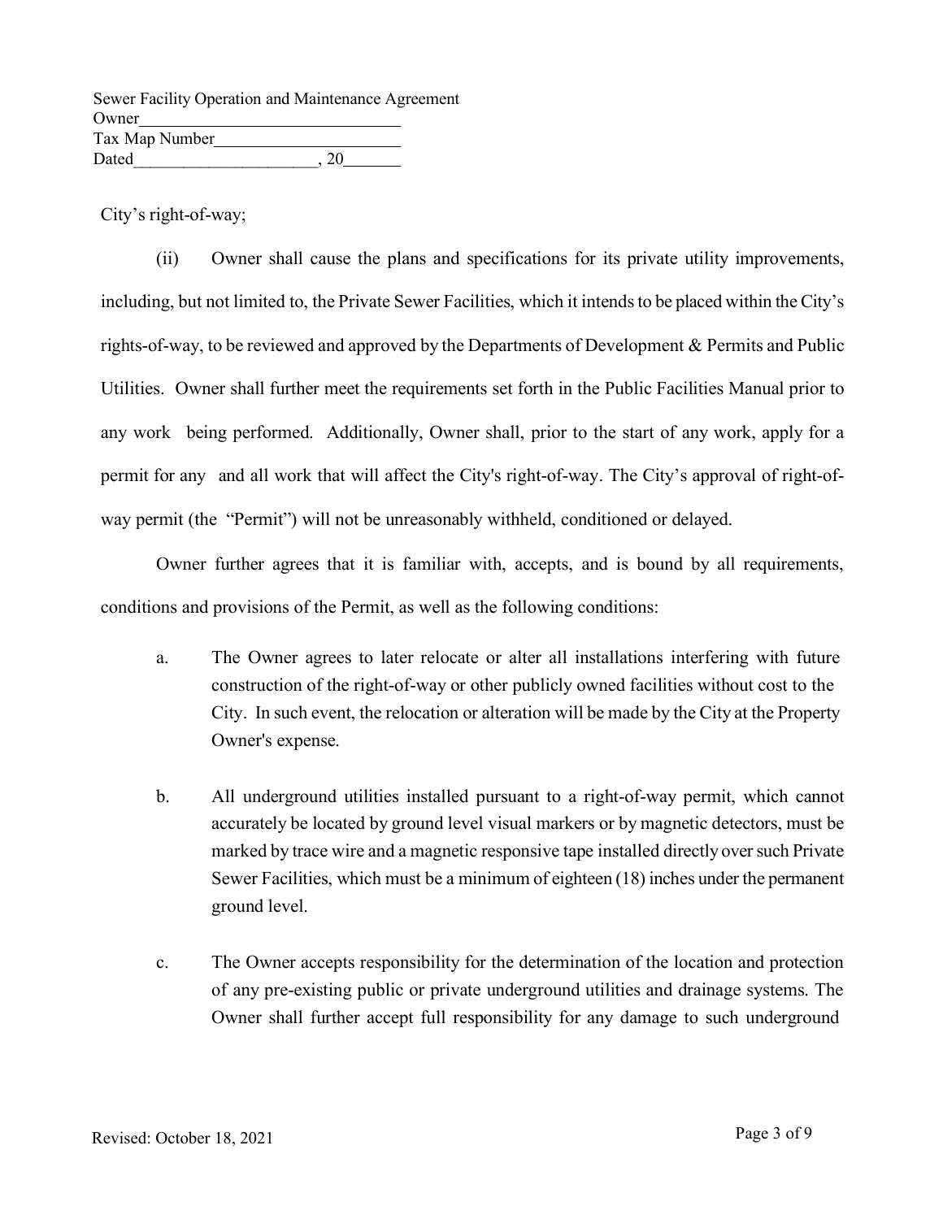City's right-of-way;

(ii) Owner shall cause the plans and specifications for its private utility improvements, including, but not limited to, the Private Sewer Facilities, which it intends to be placed within the City's rights-of-way, to be reviewed and approved by the Departments of Development & Permits and Public Utilities. Owner shall further meet the requirements set forth in the Public Facilities Manual prior to any work being performed. Additionally, Owner shall, prior to the start of any work, apply for a permit for any and all work that will affect the City's right-of-way. The City's approval of right-of-way permit (the "Permit") will not be unreasonably withheld, conditioned or delayed.

Owner further agrees that it is familiar with, accepts, and is bound by all requirements, conditions and provisions of the Permit, as well as the following conditions:

a. The Owner agrees to later relocate or alter all installations interfering with future construction of the right-of-way or other publicly owned facilities without cost to the City. In such event, the relocation or alteration will be made by the City at the Property Owner's expense.

b. All underground utilities installed pursuant to a right-of-way permit, which cannot accurately be located by ground level visual markers or by magnetic detectors, must be marked by trace wire and a magnetic responsive tape installed directly over such Private Sewer Facilities, which must be a minimum of eighteen (18) inches under the permanent ground level.

c. The Owner accepts responsibility for the determination of the location and protection of any pre-existing public or private underground utilities and drainage systems. The Owner shall further accept full responsibility for any damage to such underground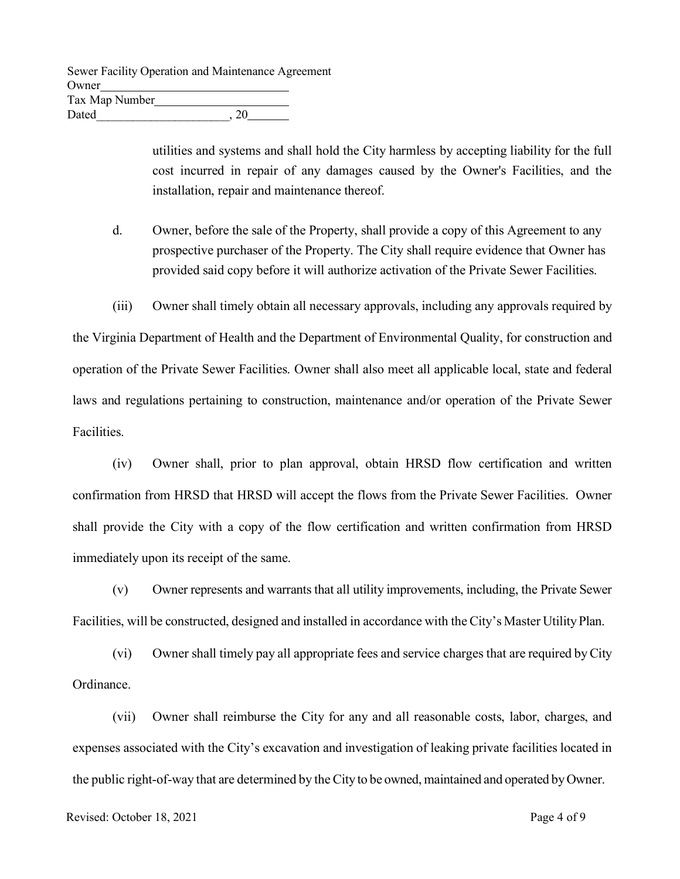utilities and systems and shall hold the City harmless by accepting liability for the full cost incurred in repair of any damages caused by the Owner's Facilities, and the installation, repair and maintenance thereof.

d. Owner, before the sale of the Property, shall provide a copy of this Agreement to any prospective purchaser of the Property. The City shall require evidence that Owner has provided said copy before it will authorize activation of the Private Sewer Facilities.

(iii) Owner shall timely obtain all necessary approvals, including any approvals required by the Virginia Department of Health and the Department of Environmental Quality, for construction and operation of the Private Sewer Facilities. Owner shall also meet all applicable local, state and federal laws and regulations pertaining to construction, maintenance and/or operation of the Private Sewer Facilities.

(iv) Owner shall, prior to plan approval, obtain HRSD flow certification and written confirmation from HRSD that HRSD will accept the flows from the Private Sewer Facilities. Owner shall provide the City with a copy of the flow certification and written confirmation from HRSD immediately upon its receipt of the same.

(v) Owner represents and warrants that all utility improvements, including, the Private Sewer Facilities, will be constructed, designed and installed in accordance with the City's Master Utility Plan.

(vi) Owner shall timely pay all appropriate fees and service charges that are required by City Ordinance.

(vii) Owner shall reimburse the City for any and all reasonable costs, labor, charges, and expenses associated with the City's excavation and investigation of leaking private facilities located in the public right-of-way that are determined by the City to be owned, maintained and operated by Owner.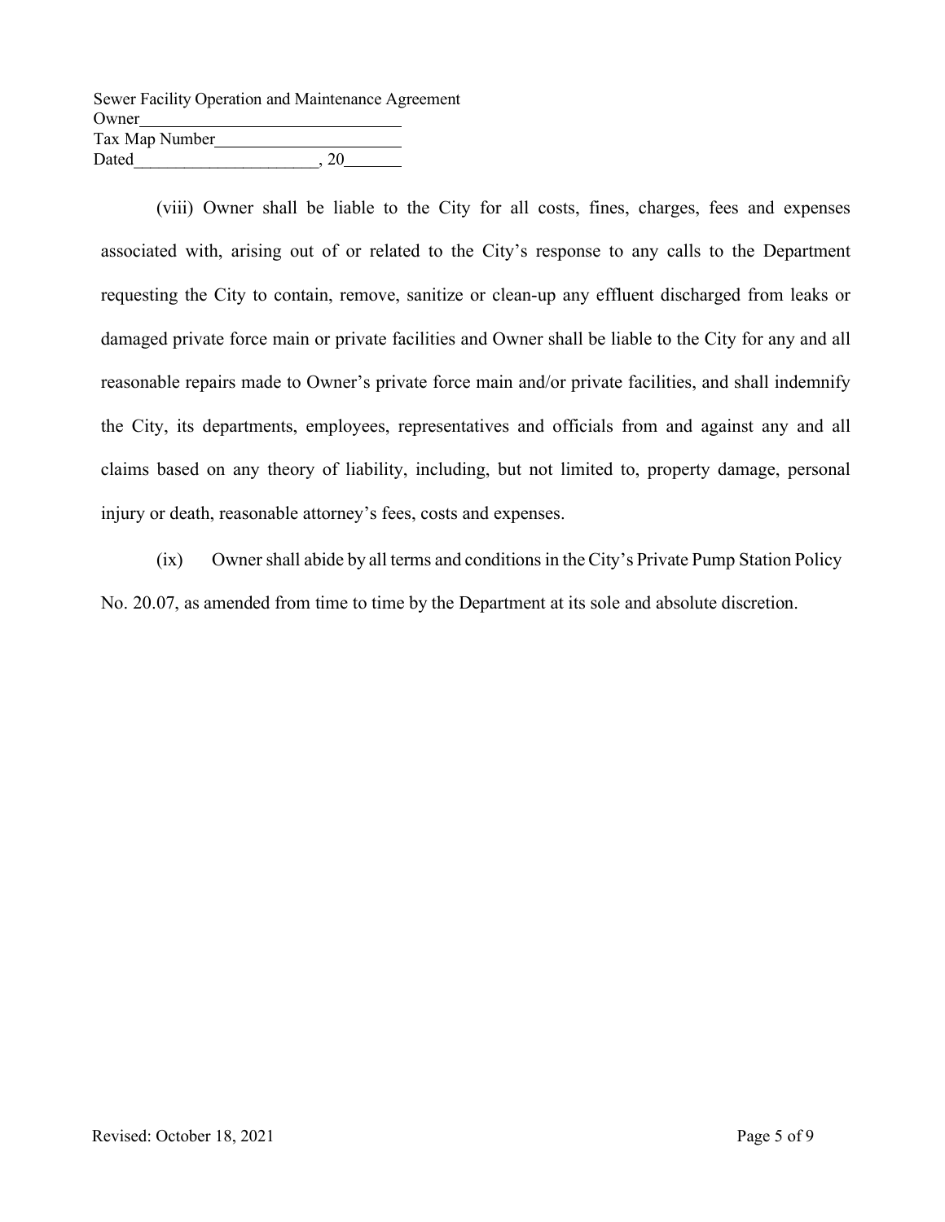(viii) Owner shall be liable to the City for all costs, fines, charges, fees and expenses associated with, arising out of or related to the City's response to any calls to the Department requesting the City to contain, remove, sanitize or clean-up any effluent discharged from leaks or damaged private force main or private facilities and Owner shall be liable to the City for any and all reasonable repairs made to Owner's private force main and/or private facilities, and shall indemnify the City, its departments, employees, representatives and officials from and against any and all claims based on any theory of liability, including, but not limited to, property damage, personal injury or death, reasonable attorney's fees, costs and expenses.

(ix) Owner shall abide by all terms and conditions in the City's Private Pump Station Policy No. 20.07, as amended from time to time by the Department at its sole and absolute discretion.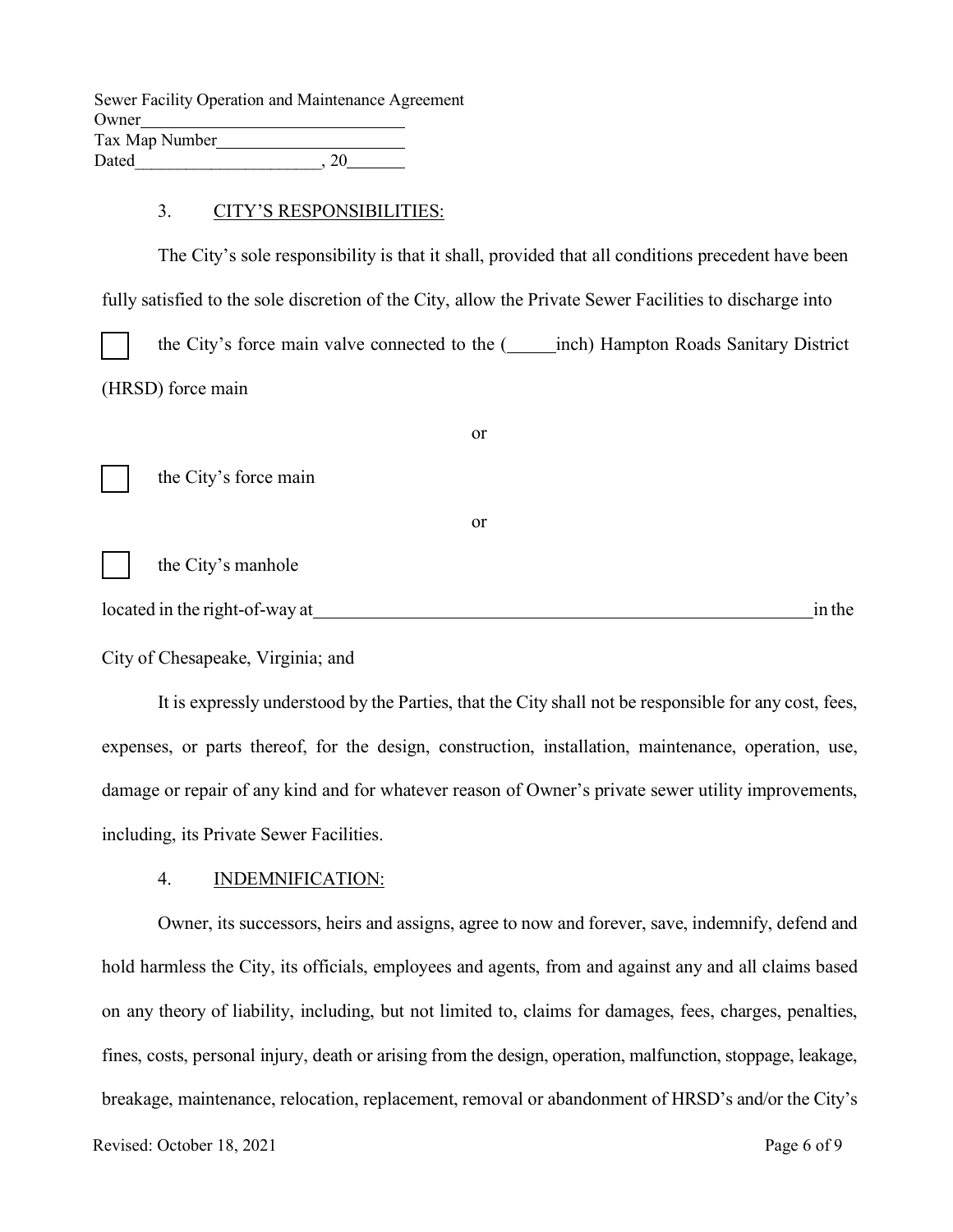Sewer Facility Operation and Maintenance Agreement
Owner________________________________
Tax Map Number______________________
Dated______________________, 20_______

3. CITY'S RESPONSIBILITIES:

The City's sole responsibility is that it shall, provided that all conditions precedent have been fully satisfied to the sole discretion of the City, allow the Private Sewer Facilities to discharge into

☐ the City's force main valve connected to the (_____inch) Hampton Roads Sanitary District (HRSD) force main

or

☐ the City's force main

or

☐ the City's manhole

located in the right-of-way at__________________________________________________________in the City of Chesapeake, Virginia; and

It is expressly understood by the Parties, that the City shall not be responsible for any cost, fees, expenses, or parts thereof, for the design, construction, installation, maintenance, operation, use, damage or repair of any kind and for whatever reason of Owner's private sewer utility improvements, including, its Private Sewer Facilities.

4. INDEMNIFICATION:

Owner, its successors, heirs and assigns, agree to now and forever, save, indemnify, defend and hold harmless the City, its officials, employees and agents, from and against any and all claims based on any theory of liability, including, but not limited to, claims for damages, fees, charges, penalties, fines, costs, personal injury, death or arising from the design, operation, malfunction, stoppage, leakage, breakage, maintenance, relocation, replacement, removal or abandonment of HRSD's and/or the City's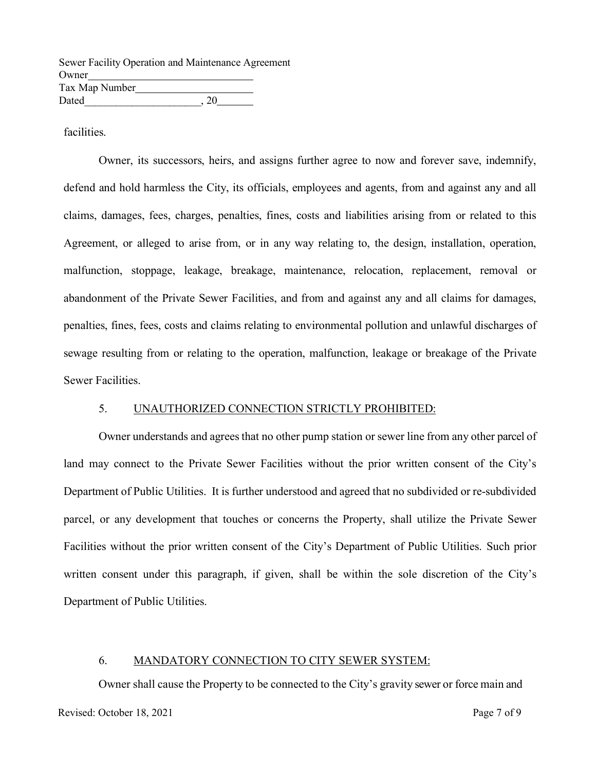facilities.

Owner, its successors, heirs, and assigns further agree to now and forever save, indemnify, defend and hold harmless the City, its officials, employees and agents, from and against any and all claims, damages, fees, charges, penalties, fines, costs and liabilities arising from or related to this Agreement, or alleged to arise from, or in any way relating to, the design, installation, operation, malfunction, stoppage, leakage, breakage, maintenance, relocation, replacement, removal or abandonment of the Private Sewer Facilities, and from and against any and all claims for damages, penalties, fines, fees, costs and claims relating to environmental pollution and unlawful discharges of sewage resulting from or relating to the operation, malfunction, leakage or breakage of the Private Sewer Facilities.

5. UNAUTHORIZED CONNECTION STRICTLY PROHIBITED:

Owner understands and agrees that no other pump station or sewer line from any other parcel of land may connect to the Private Sewer Facilities without the prior written consent of the City's Department of Public Utilities. It is further understood and agreed that no subdivided or re-subdivided parcel, or any development that touches or concerns the Property, shall utilize the Private Sewer Facilities without the prior written consent of the City's Department of Public Utilities. Such prior written consent under this paragraph, if given, shall be within the sole discretion of the City's Department of Public Utilities.

6. MANDATORY CONNECTION TO CITY SEWER SYSTEM:

Owner shall cause the Property to be connected to the City's gravity sewer or force main and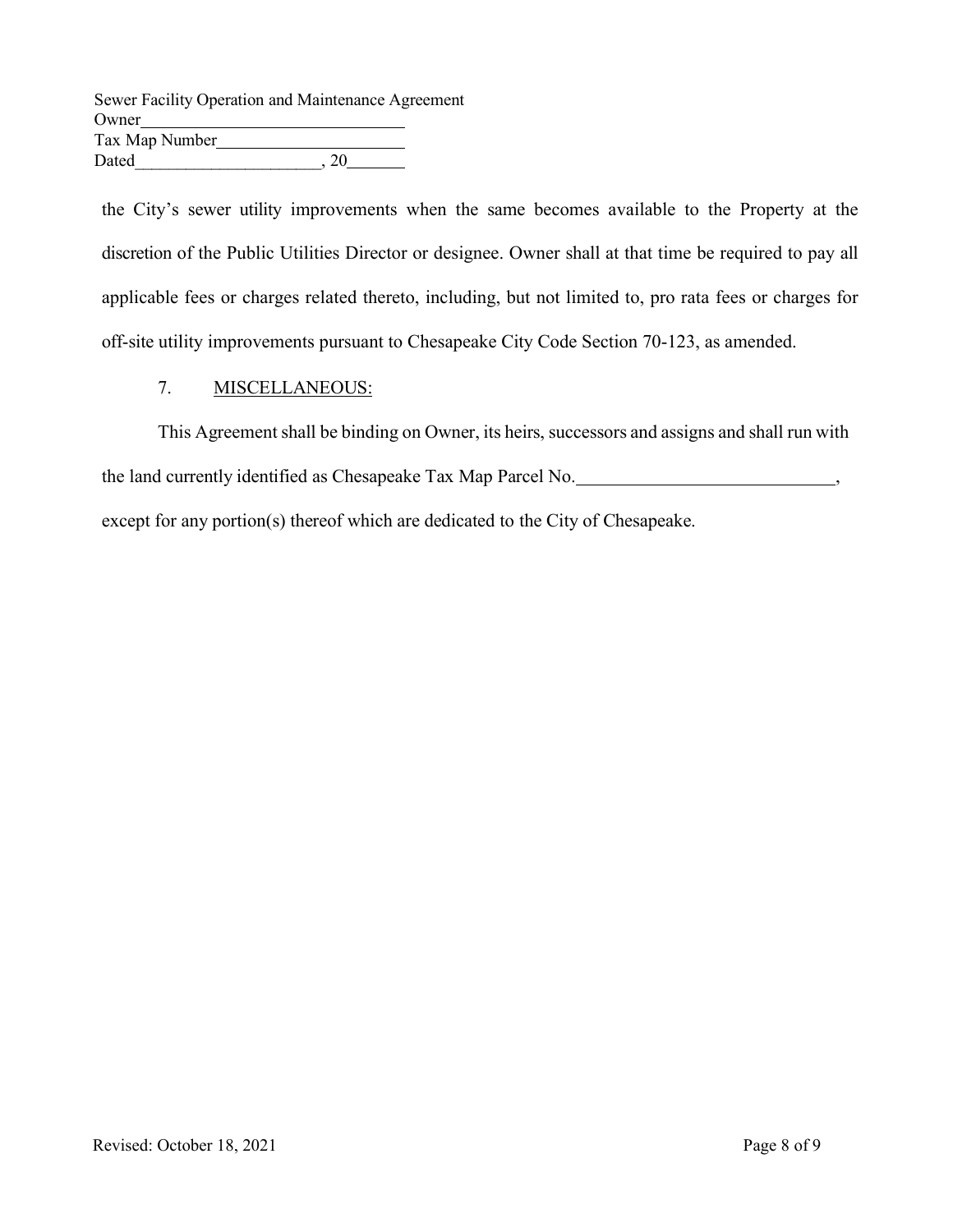the City's sewer utility improvements when the same becomes available to the Property at the discretion of the Public Utilities Director or designee. Owner shall at that time be required to pay all applicable fees or charges related thereto, including, but not limited to, pro rata fees or charges for off-site utility improvements pursuant to Chesapeake City Code Section 70-123, as amended.

7. MISCELLANEOUS:

This Agreement shall be binding on Owner, its heirs, successors and assigns and shall run with the land currently identified as Chesapeake Tax Map Parcel No.____________________________, except for any portion(s) thereof which are dedicated to the City of Chesapeake.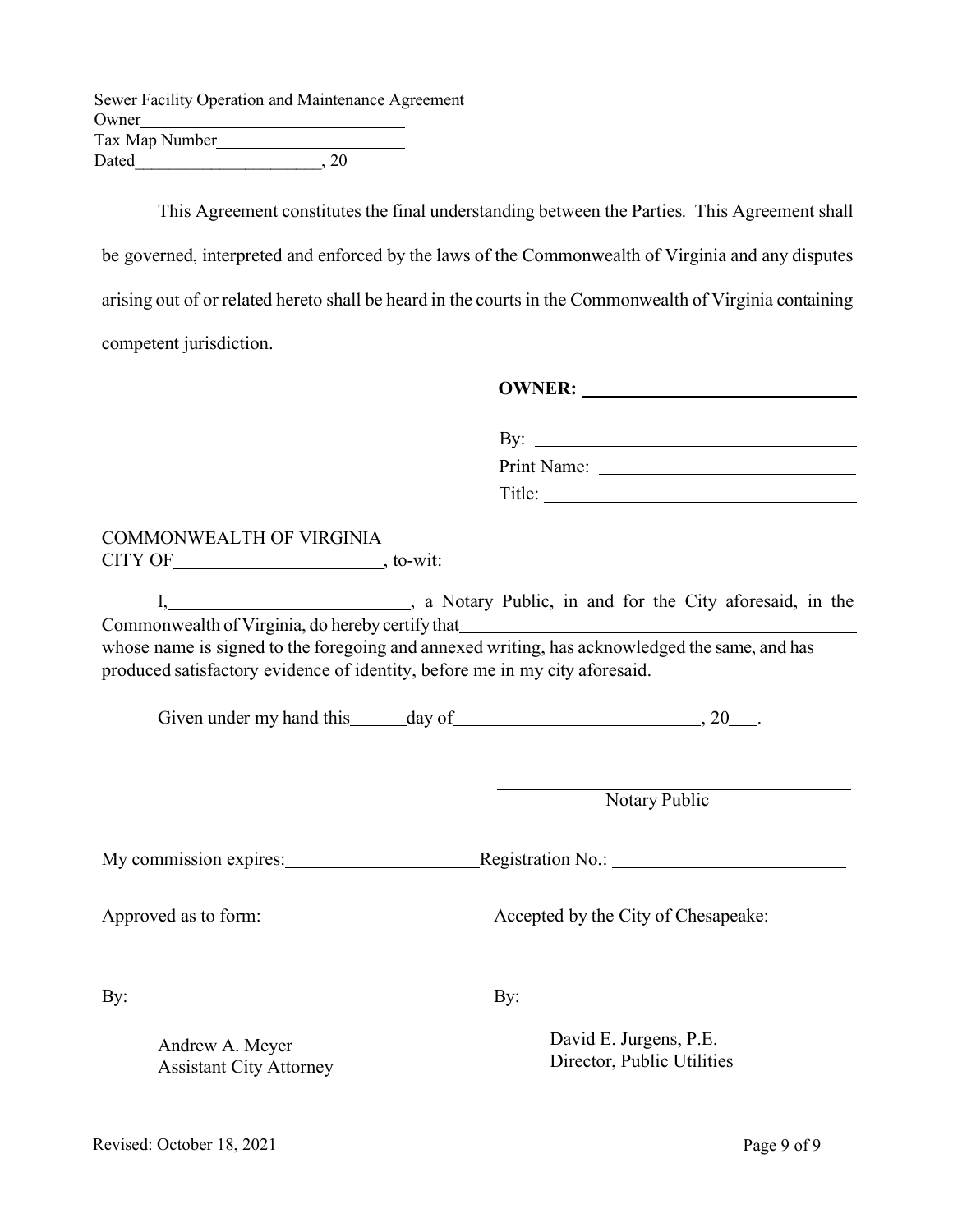Sewer Facility Operation and Maintenance Agreement
Owner_______________________________
Tax Map Number______________________
Dated_____________________, 20_______

This Agreement constitutes the final understanding between the Parties. This Agreement shall be governed, interpreted and enforced by the laws of the Commonwealth of Virginia and any disputes arising out of or related hereto shall be heard in the courts in the Commonwealth of Virginia containing competent jurisdiction.

**OWNER:** ____________________________

By: ____________________________________
Print Name: ____________________________
Title: __________________________________

COMMONWEALTH OF VIRGINIA
CITY OF______________________, to-wit:

I,__________________________, a Notary Public, in and for the City aforesaid, in the Commonwealth of Virginia, do hereby certify that_________________________________________ whose name is signed to the foregoing and annexed writing, has acknowledged the same, and has produced satisfactory evidence of identity, before me in my city aforesaid.

Given under my hand this______day of__________________________, 20___.

_________________________________________
Notary Public

My commission expires:_____________________Registration No.: _________________________

Approved as to form:

By: ______________________________

Andrew A. Meyer
Assistant City Attorney

Accepted by the City of Chesapeake:

By: _________________________________

David E. Jurgens, P.E.
Director, Public Utilities

Revised: October 18, 2021